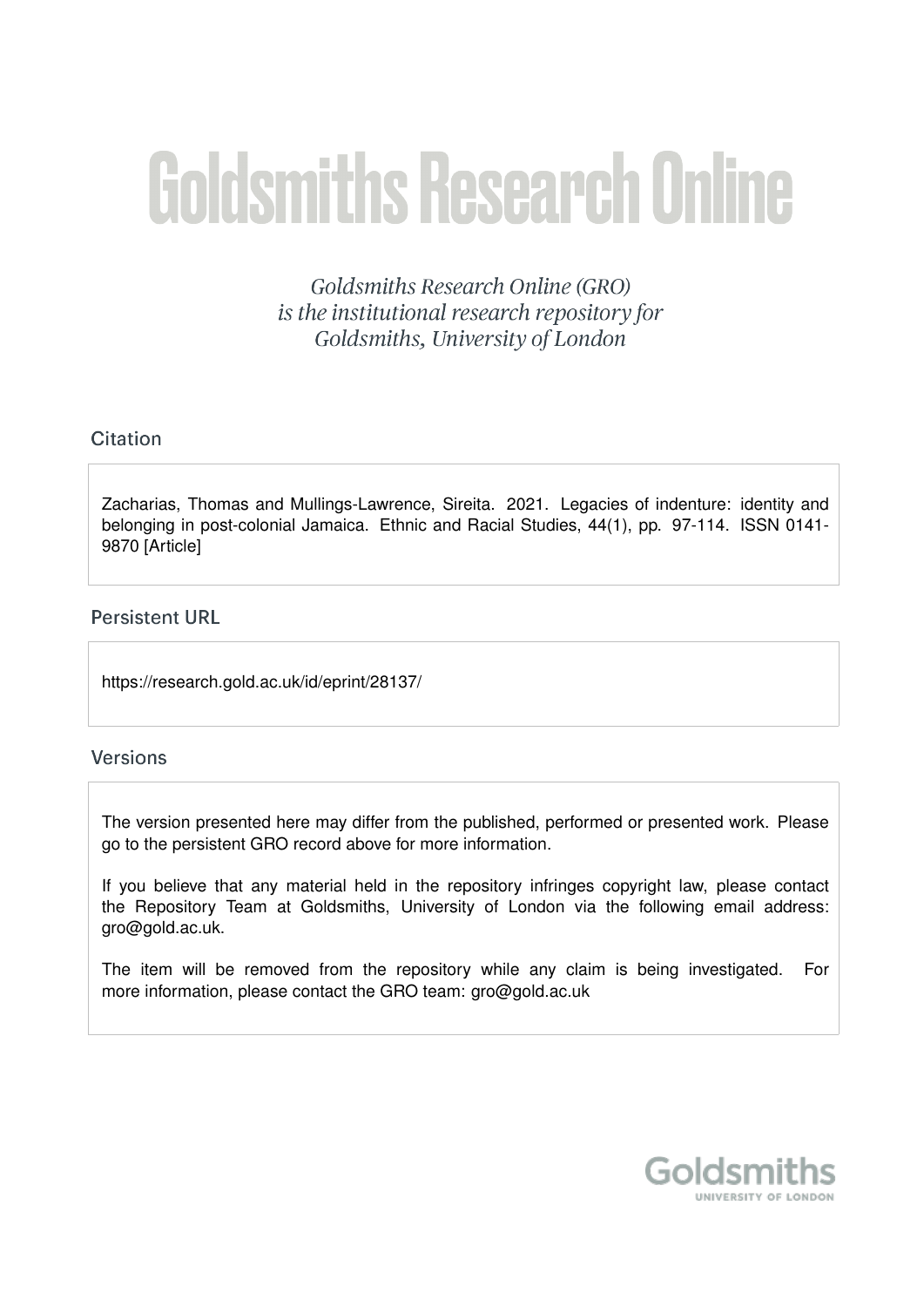# Goldsmiths Research Online

*Goldsmiths Research Online (GRO) is the institutional research repository for Goldsmiths, University of London*

## Citation

Zacharias, Thomas and Mullings-Lawrence, Sireita. 2021. Legacies of indenture: identity and belonging in post-colonial Jamaica. Ethnic and Racial Studies, 44(1), pp. 97-114. ISSN 0141-9870 [Article]

## Persistent URL

https://research.gold.ac.uk/id/eprint/28137/

## Versions

The version presented here may differ from the published, performed or presented work. Please go to the persistent GRO record above for more information.

If you believe that any material held in the repository infringes copyright law, please contact the Repository Team at Goldsmiths, University of London via the following email address: gro@gold.ac.uk.

The item will be removed from the repository while any claim is being investigated. For more information, please contact the GRO team: gro@gold.ac.uk

Goldsmiths
UNIVERSITY OF LONDON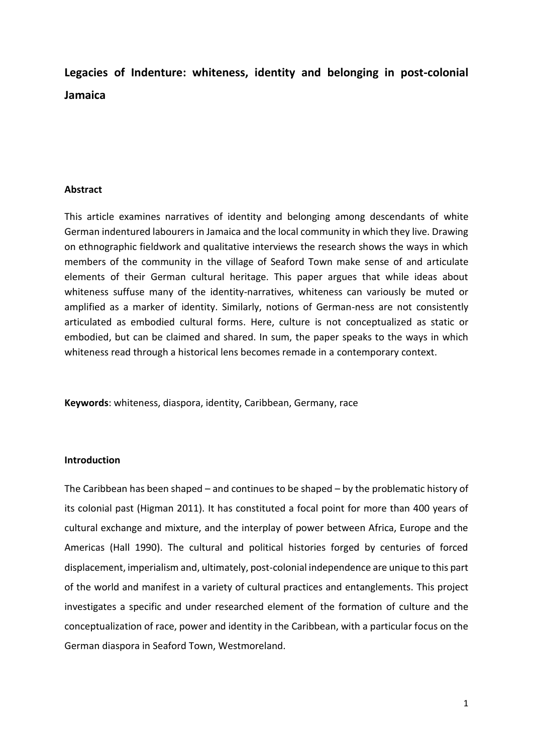# Legacies of Indenture: whiteness, identity and belonging in post-colonial Jamaica

## Abstract

This article examines narratives of identity and belonging among descendants of white German indentured labourers in Jamaica and the local community in which they live. Drawing on ethnographic fieldwork and qualitative interviews the research shows the ways in which members of the community in the village of Seaford Town make sense of and articulate elements of their German cultural heritage. This paper argues that while ideas about whiteness suffuse many of the identity-narratives, whiteness can variously be muted or amplified as a marker of identity. Similarly, notions of German-ness are not consistently articulated as embodied cultural forms. Here, culture is not conceptualized as static or embodied, but can be claimed and shared. In sum, the paper speaks to the ways in which whiteness read through a historical lens becomes remade in a contemporary context.

**Keywords**: whiteness, diaspora, identity, Caribbean, Germany, race

## Introduction

The Caribbean has been shaped – and continues to be shaped – by the problematic history of its colonial past (Higman 2011). It has constituted a focal point for more than 400 years of cultural exchange and mixture, and the interplay of power between Africa, Europe and the Americas (Hall 1990). The cultural and political histories forged by centuries of forced displacement, imperialism and, ultimately, post-colonial independence are unique to this part of the world and manifest in a variety of cultural practices and entanglements. This project investigates a specific and under researched element of the formation of culture and the conceptualization of race, power and identity in the Caribbean, with a particular focus on the German diaspora in Seaford Town, Westmoreland.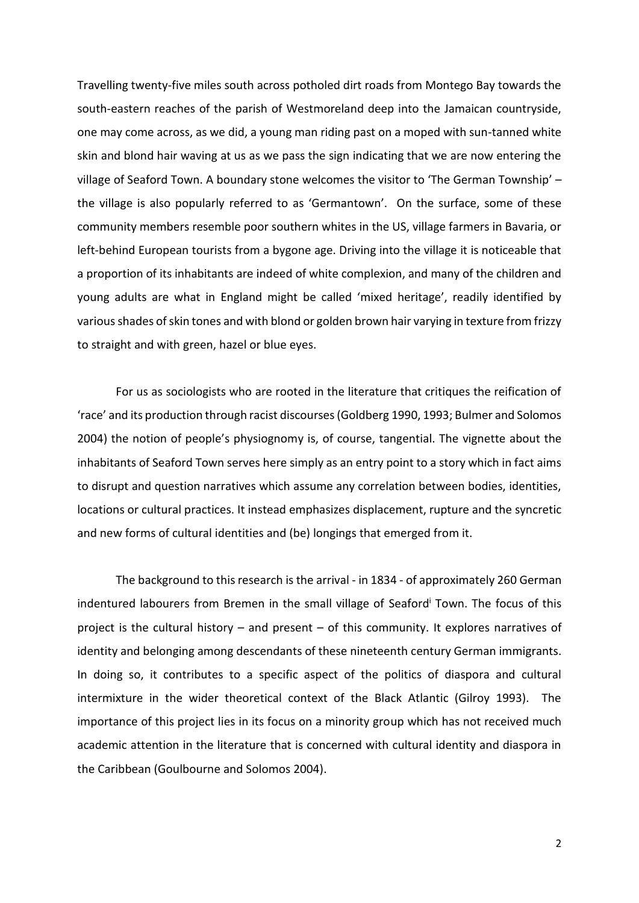Travelling twenty-five miles south across potholed dirt roads from Montego Bay towards the south-eastern reaches of the parish of Westmoreland deep into the Jamaican countryside, one may come across, as we did, a young man riding past on a moped with sun-tanned white skin and blond hair waving at us as we pass the sign indicating that we are now entering the village of Seaford Town. A boundary stone welcomes the visitor to 'The German Township' – the village is also popularly referred to as 'Germantown'. On the surface, some of these community members resemble poor southern whites in the US, village farmers in Bavaria, or left-behind European tourists from a bygone age. Driving into the village it is noticeable that a proportion of its inhabitants are indeed of white complexion, and many of the children and young adults are what in England might be called 'mixed heritage', readily identified by various shades of skin tones and with blond or golden brown hair varying in texture from frizzy to straight and with green, hazel or blue eyes.

For us as sociologists who are rooted in the literature that critiques the reification of 'race' and its production through racist discourses (Goldberg 1990, 1993; Bulmer and Solomos 2004) the notion of people's physiognomy is, of course, tangential. The vignette about the inhabitants of Seaford Town serves here simply as an entry point to a story which in fact aims to disrupt and question narratives which assume any correlation between bodies, identities, locations or cultural practices. It instead emphasizes displacement, rupture and the syncretic and new forms of cultural identities and (be) longings that emerged from it.

The background to this research is the arrival - in 1834 - of approximately 260 German indentured labourers from Bremen in the small village of Seaford[i] Town. The focus of this project is the cultural history – and present – of this community. It explores narratives of identity and belonging among descendants of these nineteenth century German immigrants. In doing so, it contributes to a specific aspect of the politics of diaspora and cultural intermixture in the wider theoretical context of the Black Atlantic (Gilroy 1993). The importance of this project lies in its focus on a minority group which has not received much academic attention in the literature that is concerned with cultural identity and diaspora in the Caribbean (Goulbourne and Solomos 2004).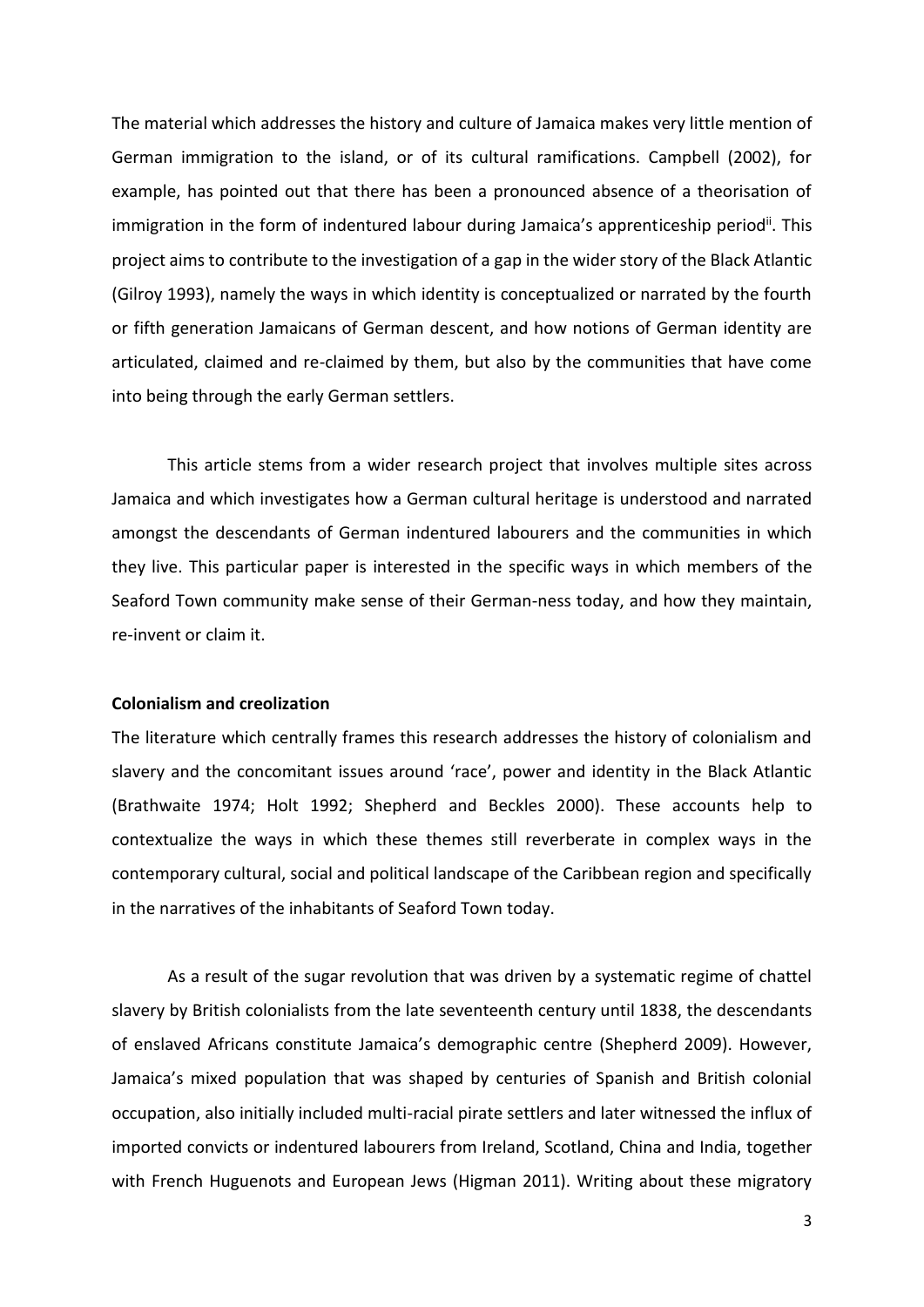The material which addresses the history and culture of Jamaica makes very little mention of German immigration to the island, or of its cultural ramifications. Campbell (2002), for example, has pointed out that there has been a pronounced absence of a theorisation of immigration in the form of indentured labour during Jamaica's apprenticeship period[ii]. This project aims to contribute to the investigation of a gap in the wider story of the Black Atlantic (Gilroy 1993), namely the ways in which identity is conceptualized or narrated by the fourth or fifth generation Jamaicans of German descent, and how notions of German identity are articulated, claimed and re-claimed by them, but also by the communities that have come into being through the early German settlers.

This article stems from a wider research project that involves multiple sites across Jamaica and which investigates how a German cultural heritage is understood and narrated amongst the descendants of German indentured labourers and the communities in which they live. This particular paper is interested in the specific ways in which members of the Seaford Town community make sense of their German-ness today, and how they maintain, re-invent or claim it.

**Colonialism and creolization**

The literature which centrally frames this research addresses the history of colonialism and slavery and the concomitant issues around 'race', power and identity in the Black Atlantic (Brathwaite 1974; Holt 1992; Shepherd and Beckles 2000). These accounts help to contextualize the ways in which these themes still reverberate in complex ways in the contemporary cultural, social and political landscape of the Caribbean region and specifically in the narratives of the inhabitants of Seaford Town today.

As a result of the sugar revolution that was driven by a systematic regime of chattel slavery by British colonialists from the late seventeenth century until 1838, the descendants of enslaved Africans constitute Jamaica's demographic centre (Shepherd 2009). However, Jamaica's mixed population that was shaped by centuries of Spanish and British colonial occupation, also initially included multi-racial pirate settlers and later witnessed the influx of imported convicts or indentured labourers from Ireland, Scotland, China and India, together with French Huguenots and European Jews (Higman 2011). Writing about these migratory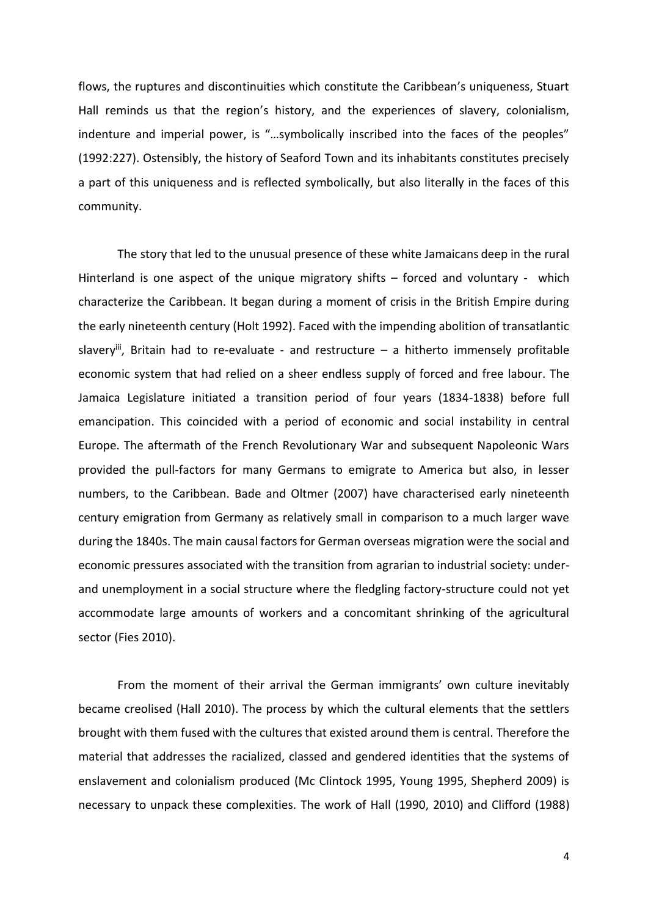flows, the ruptures and discontinuities which constitute the Caribbean's uniqueness, Stuart Hall reminds us that the region's history, and the experiences of slavery, colonialism, indenture and imperial power, is "…symbolically inscribed into the faces of the peoples" (1992:227). Ostensibly, the history of Seaford Town and its inhabitants constitutes precisely a part of this uniqueness and is reflected symbolically, but also literally in the faces of this community.

The story that led to the unusual presence of these white Jamaicans deep in the rural Hinterland is one aspect of the unique migratory shifts – forced and voluntary - which characterize the Caribbean. It began during a moment of crisis in the British Empire during the early nineteenth century (Holt 1992). Faced with the impending abolition of transatlantic slavery[iii], Britain had to re-evaluate - and restructure – a hitherto immensely profitable economic system that had relied on a sheer endless supply of forced and free labour. The Jamaica Legislature initiated a transition period of four years (1834-1838) before full emancipation. This coincided with a period of economic and social instability in central Europe. The aftermath of the French Revolutionary War and subsequent Napoleonic Wars provided the pull-factors for many Germans to emigrate to America but also, in lesser numbers, to the Caribbean. Bade and Oltmer (2007) have characterised early nineteenth century emigration from Germany as relatively small in comparison to a much larger wave during the 1840s. The main causal factors for German overseas migration were the social and economic pressures associated with the transition from agrarian to industrial society: under- and unemployment in a social structure where the fledgling factory-structure could not yet accommodate large amounts of workers and a concomitant shrinking of the agricultural sector (Fies 2010).

From the moment of their arrival the German immigrants' own culture inevitably became creolised (Hall 2010). The process by which the cultural elements that the settlers brought with them fused with the cultures that existed around them is central. Therefore the material that addresses the racialized, classed and gendered identities that the systems of enslavement and colonialism produced (Mc Clintock 1995, Young 1995, Shepherd 2009) is necessary to unpack these complexities. The work of Hall (1990, 2010) and Clifford (1988)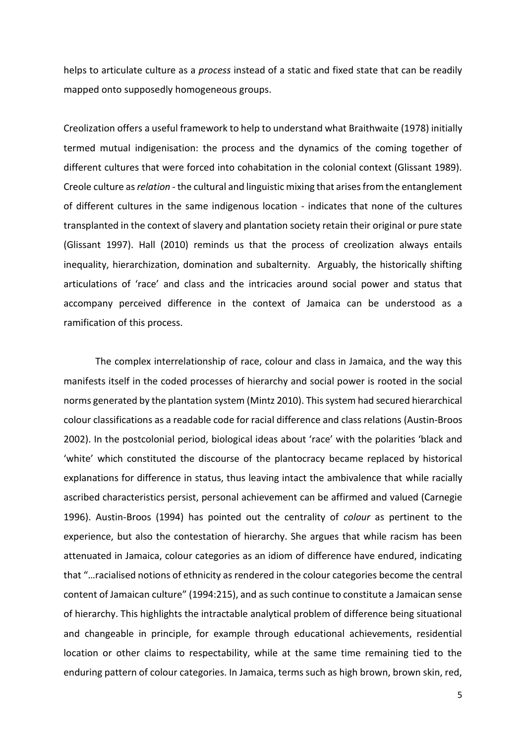helps to articulate culture as a *process* instead of a static and fixed state that can be readily mapped onto supposedly homogeneous groups.

Creolization offers a useful framework to help to understand what Braithwaite (1978) initially termed mutual indigenisation: the process and the dynamics of the coming together of different cultures that were forced into cohabitation in the colonial context (Glissant 1989). Creole culture as *relation* - the cultural and linguistic mixing that arises from the entanglement of different cultures in the same indigenous location - indicates that none of the cultures transplanted in the context of slavery and plantation society retain their original or pure state (Glissant 1997). Hall (2010) reminds us that the process of creolization always entails inequality, hierarchization, domination and subalternity. Arguably, the historically shifting articulations of 'race' and class and the intricacies around social power and status that accompany perceived difference in the context of Jamaica can be understood as a ramification of this process.

The complex interrelationship of race, colour and class in Jamaica, and the way this manifests itself in the coded processes of hierarchy and social power is rooted in the social norms generated by the plantation system (Mintz 2010). This system had secured hierarchical colour classifications as a readable code for racial difference and class relations (Austin-Broos 2002). In the postcolonial period, biological ideas about 'race' with the polarities 'black and 'white' which constituted the discourse of the plantocracy became replaced by historical explanations for difference in status, thus leaving intact the ambivalence that while racially ascribed characteristics persist, personal achievement can be affirmed and valued (Carnegie 1996). Austin-Broos (1994) has pointed out the centrality of *colour* as pertinent to the experience, but also the contestation of hierarchy. She argues that while racism has been attenuated in Jamaica, colour categories as an idiom of difference have endured, indicating that "…racialised notions of ethnicity as rendered in the colour categories become the central content of Jamaican culture" (1994:215), and as such continue to constitute a Jamaican sense of hierarchy. This highlights the intractable analytical problem of difference being situational and changeable in principle, for example through educational achievements, residential location or other claims to respectability, while at the same time remaining tied to the enduring pattern of colour categories. In Jamaica, terms such as high brown, brown skin, red,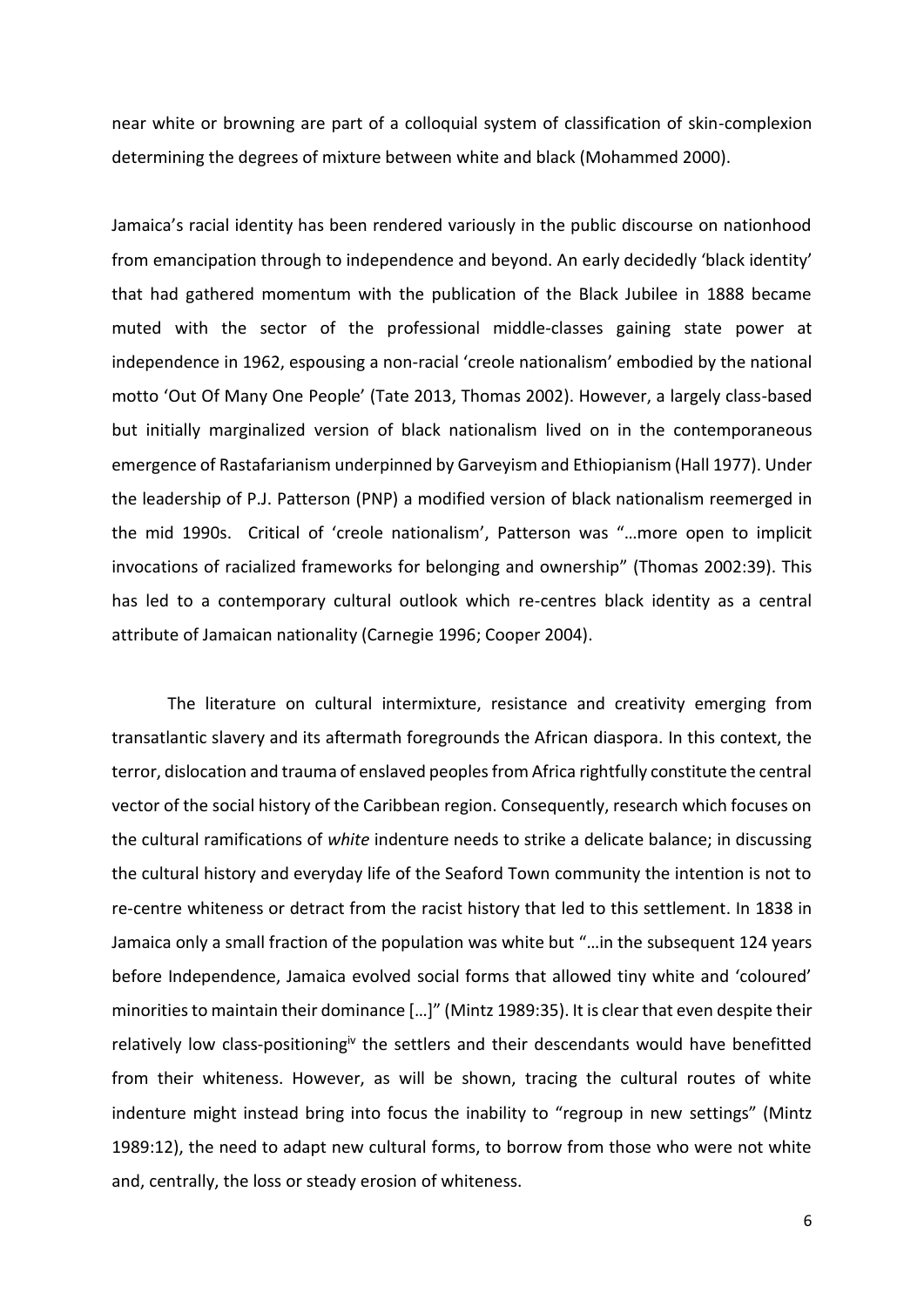near white or browning are part of a colloquial system of classification of skin-complexion determining the degrees of mixture between white and black (Mohammed 2000).

Jamaica's racial identity has been rendered variously in the public discourse on nationhood from emancipation through to independence and beyond. An early decidedly 'black identity' that had gathered momentum with the publication of the Black Jubilee in 1888 became muted with the sector of the professional middle-classes gaining state power at independence in 1962, espousing a non-racial 'creole nationalism' embodied by the national motto 'Out Of Many One People' (Tate 2013, Thomas 2002). However, a largely class-based but initially marginalized version of black nationalism lived on in the contemporaneous emergence of Rastafarianism underpinned by Garveyism and Ethiopianism (Hall 1977). Under the leadership of P.J. Patterson (PNP) a modified version of black nationalism reemerged in the mid 1990s. Critical of 'creole nationalism', Patterson was "…more open to implicit invocations of racialized frameworks for belonging and ownership" (Thomas 2002:39). This has led to a contemporary cultural outlook which re-centres black identity as a central attribute of Jamaican nationality (Carnegie 1996; Cooper 2004).

The literature on cultural intermixture, resistance and creativity emerging from transatlantic slavery and its aftermath foregrounds the African diaspora. In this context, the terror, dislocation and trauma of enslaved peoples from Africa rightfully constitute the central vector of the social history of the Caribbean region. Consequently, research which focuses on the cultural ramifications of *white* indenture needs to strike a delicate balance; in discussing the cultural history and everyday life of the Seaford Town community the intention is not to re-centre whiteness or detract from the racist history that led to this settlement. In 1838 in Jamaica only a small fraction of the population was white but "…in the subsequent 124 years before Independence, Jamaica evolved social forms that allowed tiny white and 'coloured' minorities to maintain their dominance […]" (Mintz 1989:35). It is clear that even despite their relatively low class-positioning[iv] the settlers and their descendants would have benefitted from their whiteness. However, as will be shown, tracing the cultural routes of white indenture might instead bring into focus the inability to "regroup in new settings" (Mintz 1989:12), the need to adapt new cultural forms, to borrow from those who were not white and, centrally, the loss or steady erosion of whiteness.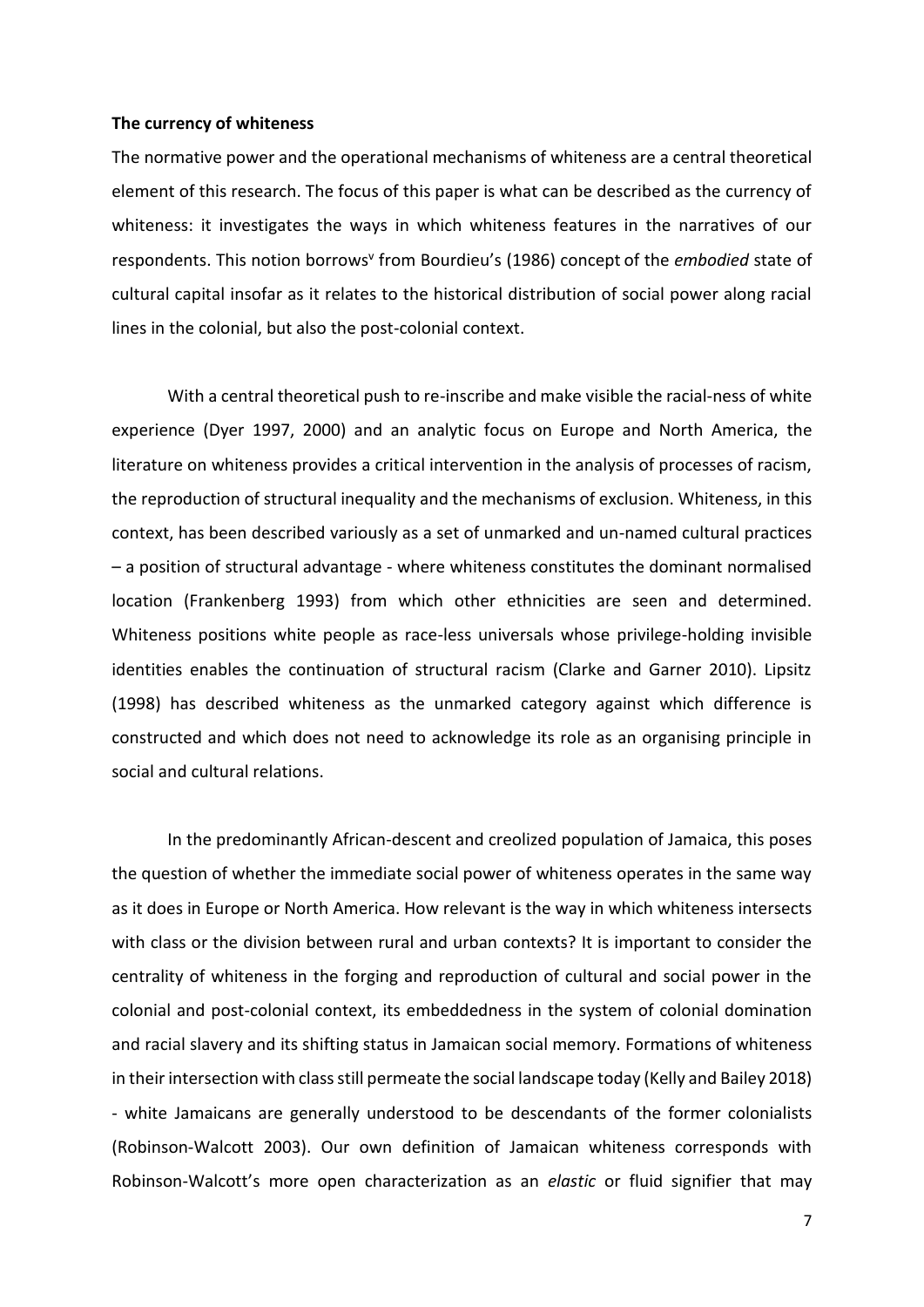**The currency of whiteness**

The normative power and the operational mechanisms of whiteness are a central theoretical element of this research. The focus of this paper is what can be described as the currency of whiteness: it investigates the ways in which whiteness features in the narratives of our respondents. This notion borrows[v] from Bourdieu's (1986) concept of the *embodied* state of cultural capital insofar as it relates to the historical distribution of social power along racial lines in the colonial, but also the post-colonial context.

With a central theoretical push to re-inscribe and make visible the racial-ness of white experience (Dyer 1997, 2000) and an analytic focus on Europe and North America, the literature on whiteness provides a critical intervention in the analysis of processes of racism, the reproduction of structural inequality and the mechanisms of exclusion. Whiteness, in this context, has been described variously as a set of unmarked and un-named cultural practices – a position of structural advantage - where whiteness constitutes the dominant normalised location (Frankenberg 1993) from which other ethnicities are seen and determined. Whiteness positions white people as race-less universals whose privilege-holding invisible identities enables the continuation of structural racism (Clarke and Garner 2010). Lipsitz (1998) has described whiteness as the unmarked category against which difference is constructed and which does not need to acknowledge its role as an organising principle in social and cultural relations.

In the predominantly African-descent and creolized population of Jamaica, this poses the question of whether the immediate social power of whiteness operates in the same way as it does in Europe or North America. How relevant is the way in which whiteness intersects with class or the division between rural and urban contexts? It is important to consider the centrality of whiteness in the forging and reproduction of cultural and social power in the colonial and post-colonial context, its embeddedness in the system of colonial domination and racial slavery and its shifting status in Jamaican social memory. Formations of whiteness in their intersection with class still permeate the social landscape today (Kelly and Bailey 2018) - white Jamaicans are generally understood to be descendants of the former colonialists (Robinson-Walcott 2003). Our own definition of Jamaican whiteness corresponds with Robinson-Walcott's more open characterization as an *elastic* or fluid signifier that may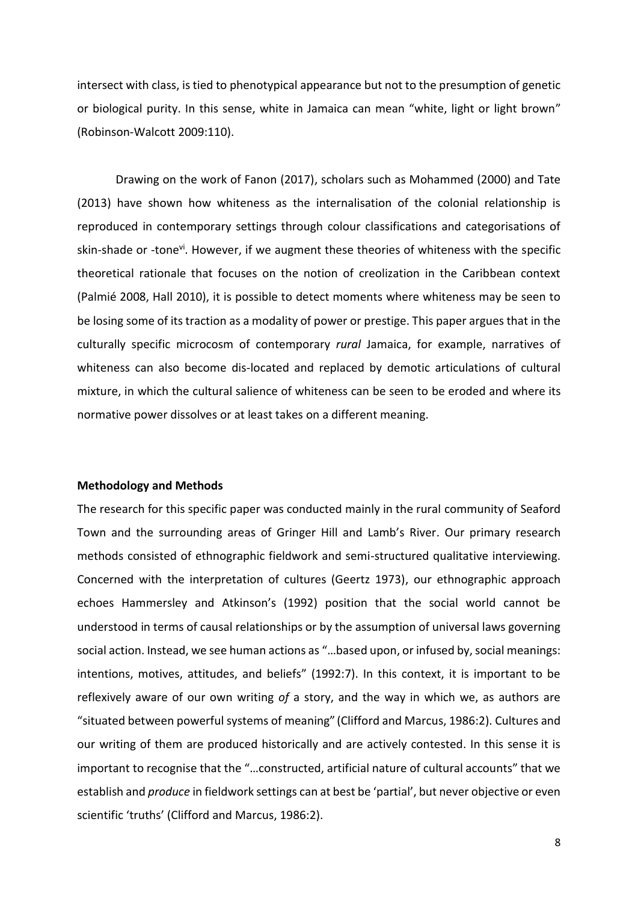intersect with class, is tied to phenotypical appearance but not to the presumption of genetic or biological purity. In this sense, white in Jamaica can mean "white, light or light brown" (Robinson-Walcott 2009:110).

Drawing on the work of Fanon (2017), scholars such as Mohammed (2000) and Tate (2013) have shown how whiteness as the internalisation of the colonial relationship is reproduced in contemporary settings through colour classifications and categorisations of skin-shade or -tone[vi]. However, if we augment these theories of whiteness with the specific theoretical rationale that focuses on the notion of creolization in the Caribbean context (Palmié 2008, Hall 2010), it is possible to detect moments where whiteness may be seen to be losing some of its traction as a modality of power or prestige. This paper argues that in the culturally specific microcosm of contemporary *rural* Jamaica, for example, narratives of whiteness can also become dis-located and replaced by demotic articulations of cultural mixture, in which the cultural salience of whiteness can be seen to be eroded and where its normative power dissolves or at least takes on a different meaning.

**Methodology and Methods**

The research for this specific paper was conducted mainly in the rural community of Seaford Town and the surrounding areas of Gringer Hill and Lamb's River. Our primary research methods consisted of ethnographic fieldwork and semi-structured qualitative interviewing. Concerned with the interpretation of cultures (Geertz 1973), our ethnographic approach echoes Hammersley and Atkinson's (1992) position that the social world cannot be understood in terms of causal relationships or by the assumption of universal laws governing social action. Instead, we see human actions as "…based upon, or infused by, social meanings: intentions, motives, attitudes, and beliefs" (1992:7). In this context, it is important to be reflexively aware of our own writing *of* a story, and the way in which we, as authors are "situated between powerful systems of meaning" (Clifford and Marcus, 1986:2). Cultures and our writing of them are produced historically and are actively contested. In this sense it is important to recognise that the "…constructed, artificial nature of cultural accounts" that we establish and *produce* in fieldwork settings can at best be 'partial', but never objective or even scientific 'truths' (Clifford and Marcus, 1986:2).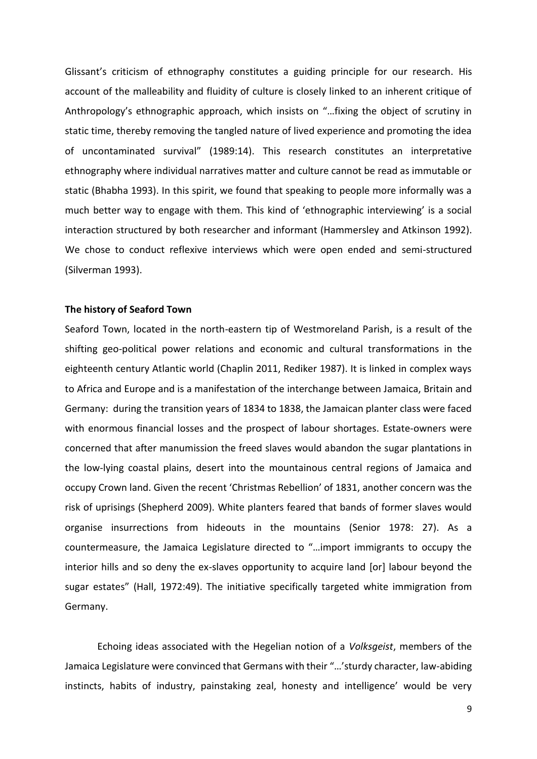Glissant's criticism of ethnography constitutes a guiding principle for our research. His account of the malleability and fluidity of culture is closely linked to an inherent critique of Anthropology's ethnographic approach, which insists on "…fixing the object of scrutiny in static time, thereby removing the tangled nature of lived experience and promoting the idea of uncontaminated survival" (1989:14). This research constitutes an interpretative ethnography where individual narratives matter and culture cannot be read as immutable or static (Bhabha 1993). In this spirit, we found that speaking to people more informally was a much better way to engage with them. This kind of 'ethnographic interviewing' is a social interaction structured by both researcher and informant (Hammersley and Atkinson 1992). We chose to conduct reflexive interviews which were open ended and semi-structured (Silverman 1993).

**The history of Seaford Town**

Seaford Town, located in the north-eastern tip of Westmoreland Parish, is a result of the shifting geo-political power relations and economic and cultural transformations in the eighteenth century Atlantic world (Chaplin 2011, Rediker 1987). It is linked in complex ways to Africa and Europe and is a manifestation of the interchange between Jamaica, Britain and Germany: during the transition years of 1834 to 1838, the Jamaican planter class were faced with enormous financial losses and the prospect of labour shortages. Estate-owners were concerned that after manumission the freed slaves would abandon the sugar plantations in the low-lying coastal plains, desert into the mountainous central regions of Jamaica and occupy Crown land. Given the recent 'Christmas Rebellion' of 1831, another concern was the risk of uprisings (Shepherd 2009). White planters feared that bands of former slaves would organise insurrections from hideouts in the mountains (Senior 1978: 27). As a countermeasure, the Jamaica Legislature directed to "…import immigrants to occupy the interior hills and so deny the ex-slaves opportunity to acquire land [or] labour beyond the sugar estates" (Hall, 1972:49). The initiative specifically targeted white immigration from Germany.

Echoing ideas associated with the Hegelian notion of a *Volksgeist*, members of the Jamaica Legislature were convinced that Germans with their "…'sturdy character, law-abiding instincts, habits of industry, painstaking zeal, honesty and intelligence' would be very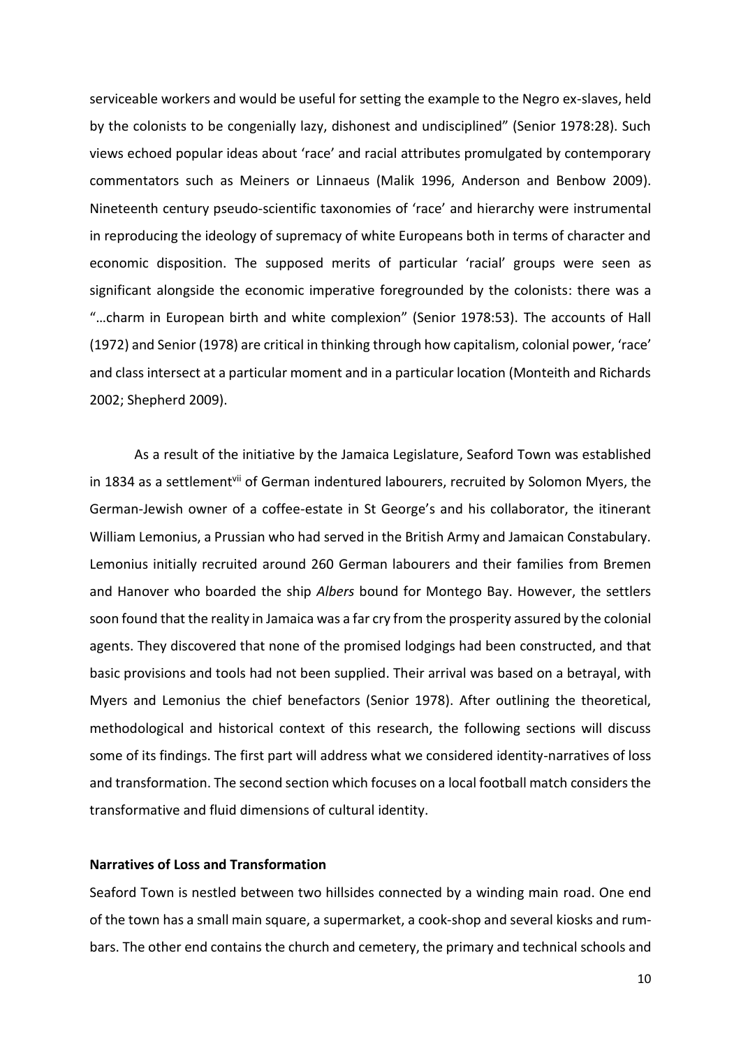serviceable workers and would be useful for setting the example to the Negro ex-slaves, held by the colonists to be congenially lazy, dishonest and undisciplined" (Senior 1978:28). Such views echoed popular ideas about 'race' and racial attributes promulgated by contemporary commentators such as Meiners or Linnaeus (Malik 1996, Anderson and Benbow 2009). Nineteenth century pseudo-scientific taxonomies of 'race' and hierarchy were instrumental in reproducing the ideology of supremacy of white Europeans both in terms of character and economic disposition. The supposed merits of particular 'racial' groups were seen as significant alongside the economic imperative foregrounded by the colonists: there was a "…charm in European birth and white complexion" (Senior 1978:53). The accounts of Hall (1972) and Senior (1978) are critical in thinking through how capitalism, colonial power, 'race' and class intersect at a particular moment and in a particular location (Monteith and Richards 2002; Shepherd 2009).

As a result of the initiative by the Jamaica Legislature, Seaford Town was established in 1834 as a settlement[vii] of German indentured labourers, recruited by Solomon Myers, the German-Jewish owner of a coffee-estate in St George's and his collaborator, the itinerant William Lemonius, a Prussian who had served in the British Army and Jamaican Constabulary. Lemonius initially recruited around 260 German labourers and their families from Bremen and Hanover who boarded the ship *Albers* bound for Montego Bay. However, the settlers soon found that the reality in Jamaica was a far cry from the prosperity assured by the colonial agents. They discovered that none of the promised lodgings had been constructed, and that basic provisions and tools had not been supplied. Their arrival was based on a betrayal, with Myers and Lemonius the chief benefactors (Senior 1978). After outlining the theoretical, methodological and historical context of this research, the following sections will discuss some of its findings. The first part will address what we considered identity-narratives of loss and transformation. The second section which focuses on a local football match considers the transformative and fluid dimensions of cultural identity.

## Narratives of Loss and Transformation

Seaford Town is nestled between two hillsides connected by a winding main road. One end of the town has a small main square, a supermarket, a cook-shop and several kiosks and rum-bars. The other end contains the church and cemetery, the primary and technical schools and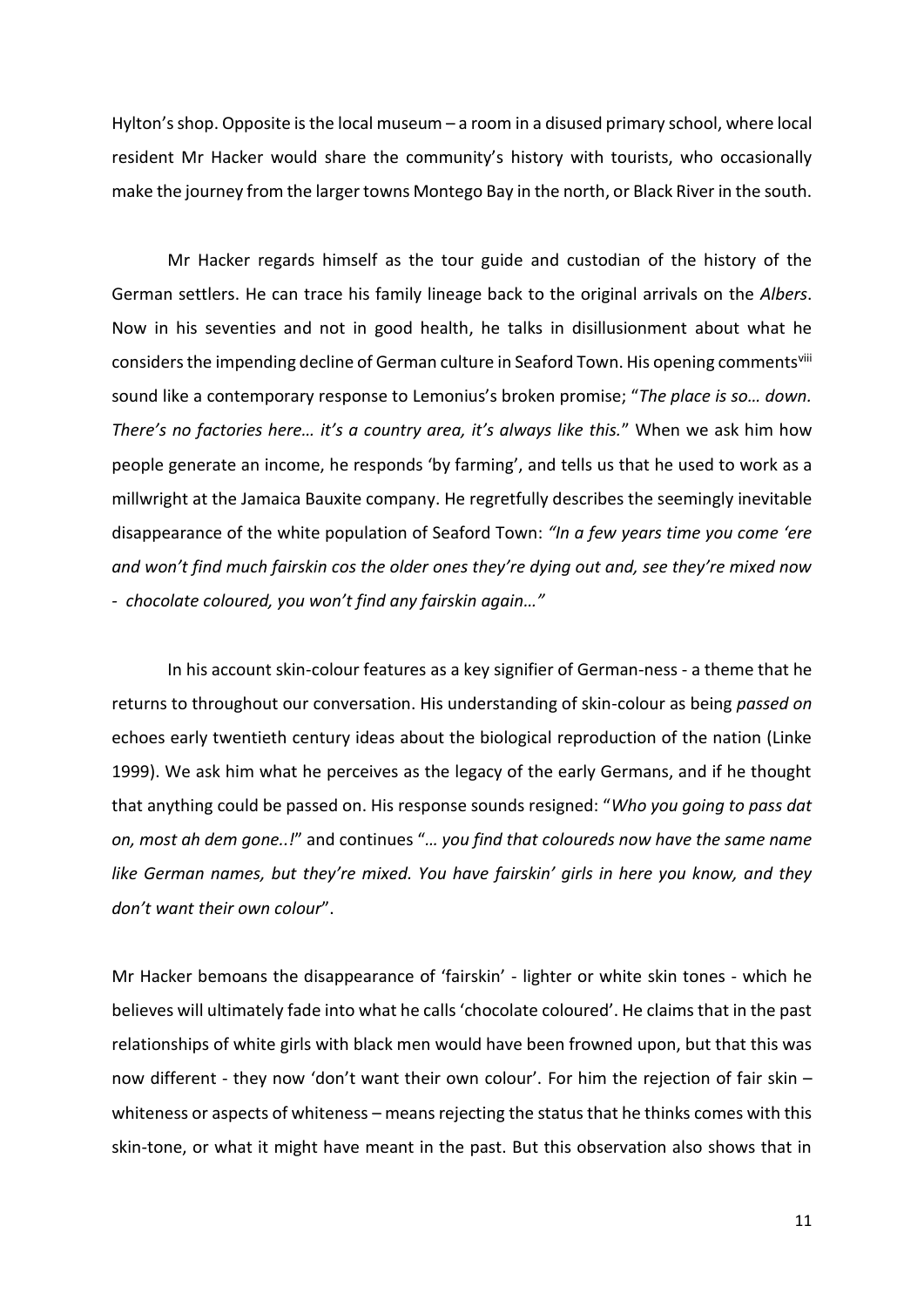Hylton's shop. Opposite is the local museum – a room in a disused primary school, where local resident Mr Hacker would share the community's history with tourists, who occasionally make the journey from the larger towns Montego Bay in the north, or Black River in the south.

Mr Hacker regards himself as the tour guide and custodian of the history of the German settlers. He can trace his family lineage back to the original arrivals on the *Albers*. Now in his seventies and not in good health, he talks in disillusionment about what he considers the impending decline of German culture in Seaford Town. His opening comments[viii] sound like a contemporary response to Lemonius's broken promise; "*The place is so… down. There's no factories here… it's a country area, it's always like this.*" When we ask him how people generate an income, he responds 'by farming', and tells us that he used to work as a millwright at the Jamaica Bauxite company. He regretfully describes the seemingly inevitable disappearance of the white population of Seaford Town: *"In a few years time you come 'ere and won't find much fairskin cos the older ones they're dying out and, see they're mixed now - chocolate coloured, you won't find any fairskin again…"*

In his account skin-colour features as a key signifier of German-ness - a theme that he returns to throughout our conversation. His understanding of skin-colour as being *passed on* echoes early twentieth century ideas about the biological reproduction of the nation (Linke 1999). We ask him what he perceives as the legacy of the early Germans, and if he thought that anything could be passed on. His response sounds resigned: "*Who you going to pass dat on, most ah dem gone..!*" and continues "*… you find that coloureds now have the same name like German names, but they're mixed. You have fairskin' girls in here you know, and they don't want their own colour*".

Mr Hacker bemoans the disappearance of 'fairskin' - lighter or white skin tones - which he believes will ultimately fade into what he calls 'chocolate coloured'. He claims that in the past relationships of white girls with black men would have been frowned upon, but that this was now different - they now 'don't want their own colour'. For him the rejection of fair skin – whiteness or aspects of whiteness – means rejecting the status that he thinks comes with this skin-tone, or what it might have meant in the past. But this observation also shows that in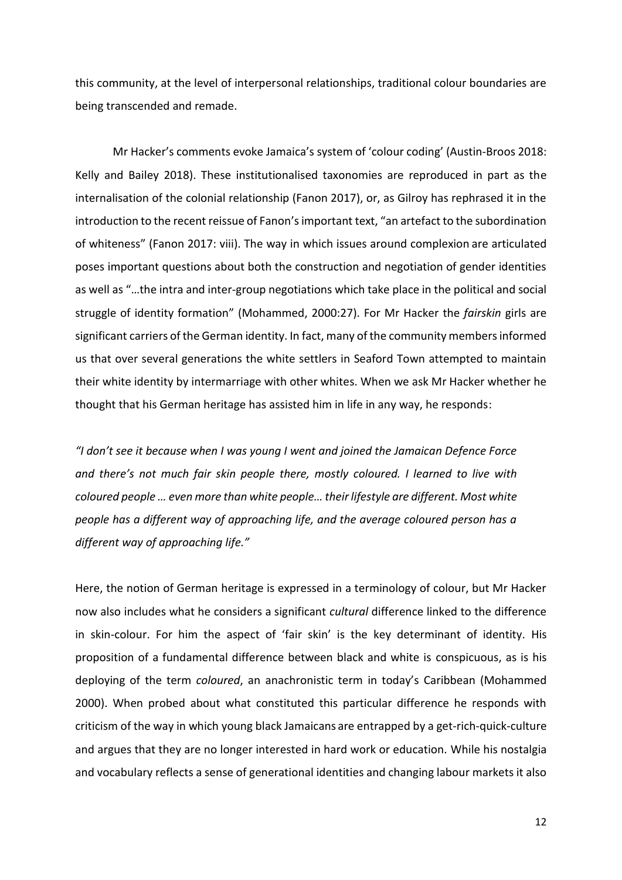this community, at the level of interpersonal relationships, traditional colour boundaries are being transcended and remade.

Mr Hacker's comments evoke Jamaica's system of 'colour coding' (Austin-Broos 2018: Kelly and Bailey 2018). These institutionalised taxonomies are reproduced in part as the internalisation of the colonial relationship (Fanon 2017), or, as Gilroy has rephrased it in the introduction to the recent reissue of Fanon's important text, "an artefact to the subordination of whiteness" (Fanon 2017: viii). The way in which issues around complexion are articulated poses important questions about both the construction and negotiation of gender identities as well as "…the intra and inter-group negotiations which take place in the political and social struggle of identity formation" (Mohammed, 2000:27). For Mr Hacker the *fairskin* girls are significant carriers of the German identity. In fact, many of the community members informed us that over several generations the white settlers in Seaford Town attempted to maintain their white identity by intermarriage with other whites. When we ask Mr Hacker whether he thought that his German heritage has assisted him in life in any way, he responds:

*"I don't see it because when I was young I went and joined the Jamaican Defence Force and there's not much fair skin people there, mostly coloured. I learned to live with coloured people … even more than white people… their lifestyle are different. Most white people has a different way of approaching life, and the average coloured person has a different way of approaching life."*

Here, the notion of German heritage is expressed in a terminology of colour, but Mr Hacker now also includes what he considers a significant *cultural* difference linked to the difference in skin-colour. For him the aspect of 'fair skin' is the key determinant of identity. His proposition of a fundamental difference between black and white is conspicuous, as is his deploying of the term *coloured*, an anachronistic term in today's Caribbean (Mohammed 2000). When probed about what constituted this particular difference he responds with criticism of the way in which young black Jamaicans are entrapped by a get-rich-quick-culture and argues that they are no longer interested in hard work or education. While his nostalgia and vocabulary reflects a sense of generational identities and changing labour markets it also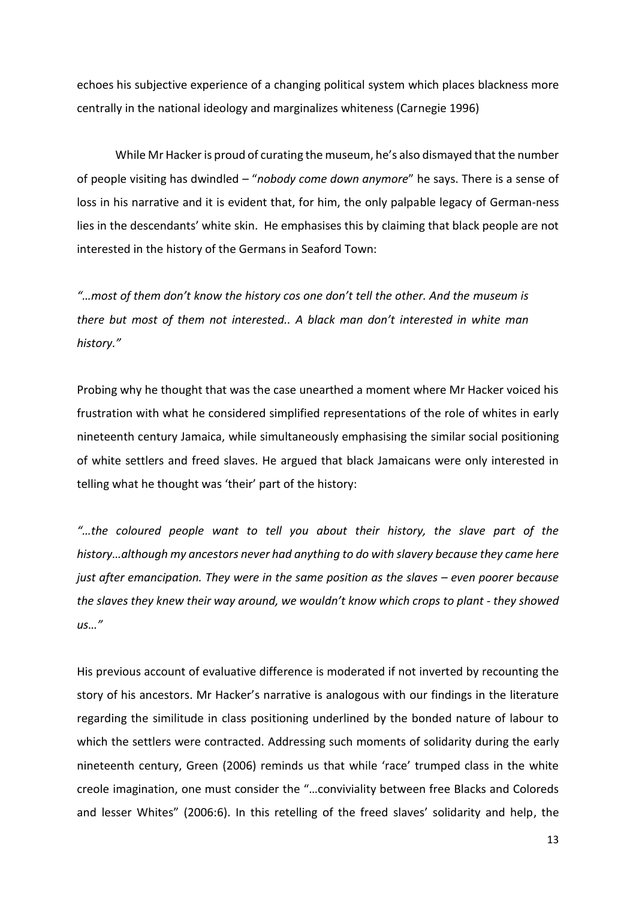echoes his subjective experience of a changing political system which places blackness more centrally in the national ideology and marginalizes whiteness (Carnegie 1996)

While Mr Hacker is proud of curating the museum, he's also dismayed that the number of people visiting has dwindled – "*nobody come down anymore*" he says. There is a sense of loss in his narrative and it is evident that, for him, the only palpable legacy of German-ness lies in the descendants' white skin. He emphasises this by claiming that black people are not interested in the history of the Germans in Seaford Town:

*"…most of them don't know the history cos one don't tell the other. And the museum is there but most of them not interested.. A black man don't interested in white man history."*

Probing why he thought that was the case unearthed a moment where Mr Hacker voiced his frustration with what he considered simplified representations of the role of whites in early nineteenth century Jamaica, while simultaneously emphasising the similar social positioning of white settlers and freed slaves. He argued that black Jamaicans were only interested in telling what he thought was 'their' part of the history:

*"…the coloured people want to tell you about their history, the slave part of the history…although my ancestors never had anything to do with slavery because they came here just after emancipation. They were in the same position as the slaves – even poorer because the slaves they knew their way around, we wouldn't know which crops to plant - they showed us…"*

His previous account of evaluative difference is moderated if not inverted by recounting the story of his ancestors. Mr Hacker's narrative is analogous with our findings in the literature regarding the similitude in class positioning underlined by the bonded nature of labour to which the settlers were contracted. Addressing such moments of solidarity during the early nineteenth century, Green (2006) reminds us that while 'race' trumped class in the white creole imagination, one must consider the "…conviviality between free Blacks and Coloreds and lesser Whites" (2006:6). In this retelling of the freed slaves' solidarity and help, the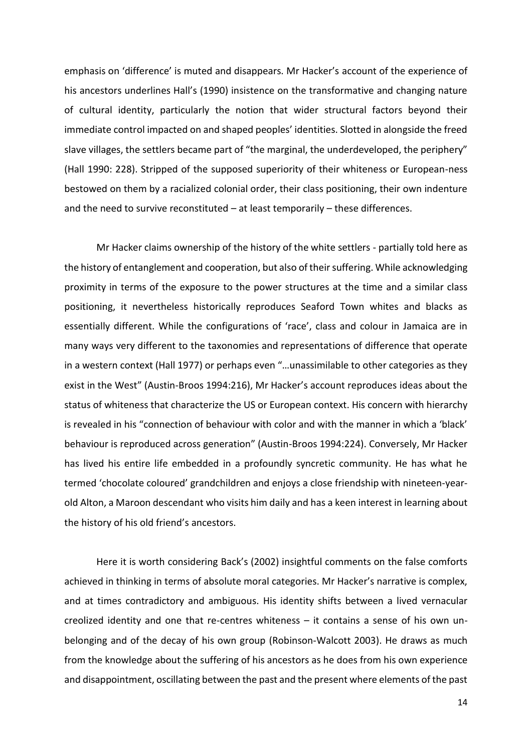emphasis on 'difference' is muted and disappears. Mr Hacker's account of the experience of his ancestors underlines Hall's (1990) insistence on the transformative and changing nature of cultural identity, particularly the notion that wider structural factors beyond their immediate control impacted on and shaped peoples' identities. Slotted in alongside the freed slave villages, the settlers became part of "the marginal, the underdeveloped, the periphery" (Hall 1990: 228). Stripped of the supposed superiority of their whiteness or European-ness bestowed on them by a racialized colonial order, their class positioning, their own indenture and the need to survive reconstituted – at least temporarily – these differences.

Mr Hacker claims ownership of the history of the white settlers - partially told here as the history of entanglement and cooperation, but also of their suffering. While acknowledging proximity in terms of the exposure to the power structures at the time and a similar class positioning, it nevertheless historically reproduces Seaford Town whites and blacks as essentially different. While the configurations of 'race', class and colour in Jamaica are in many ways very different to the taxonomies and representations of difference that operate in a western context (Hall 1977) or perhaps even "…unassimilable to other categories as they exist in the West" (Austin-Broos 1994:216), Mr Hacker's account reproduces ideas about the status of whiteness that characterize the US or European context. His concern with hierarchy is revealed in his "connection of behaviour with color and with the manner in which a 'black' behaviour is reproduced across generation" (Austin-Broos 1994:224). Conversely, Mr Hacker has lived his entire life embedded in a profoundly syncretic community. He has what he termed 'chocolate coloured' grandchildren and enjoys a close friendship with nineteen-year-old Alton, a Maroon descendant who visits him daily and has a keen interest in learning about the history of his old friend's ancestors.

Here it is worth considering Back's (2002) insightful comments on the false comforts achieved in thinking in terms of absolute moral categories. Mr Hacker's narrative is complex, and at times contradictory and ambiguous. His identity shifts between a lived vernacular creolized identity and one that re-centres whiteness – it contains a sense of his own un-belonging and of the decay of his own group (Robinson-Walcott 2003). He draws as much from the knowledge about the suffering of his ancestors as he does from his own experience and disappointment, oscillating between the past and the present where elements of the past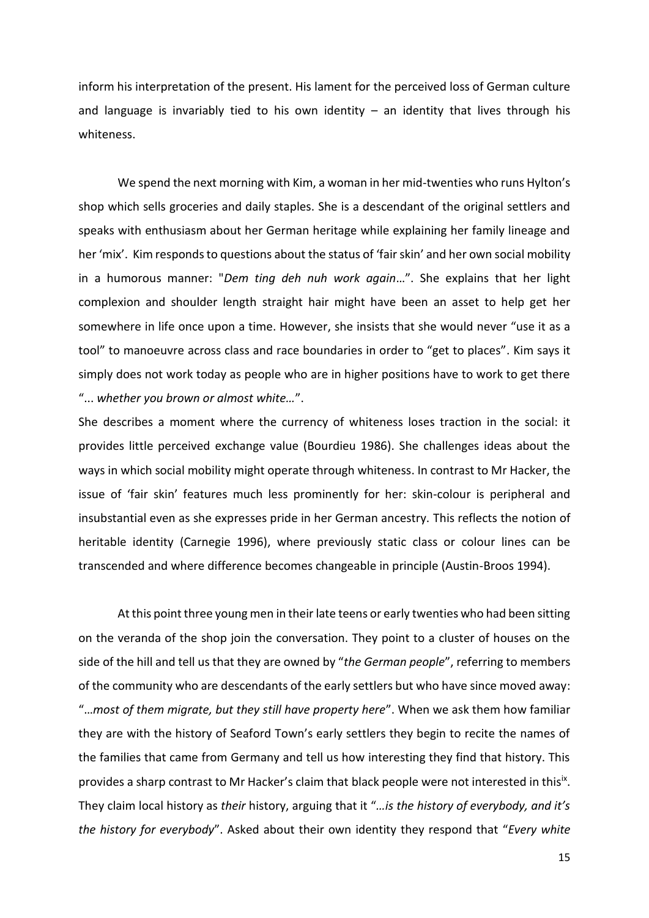inform his interpretation of the present. His lament for the perceived loss of German culture and language is invariably tied to his own identity – an identity that lives through his whiteness.

We spend the next morning with Kim, a woman in her mid-twenties who runs Hylton's shop which sells groceries and daily staples. She is a descendant of the original settlers and speaks with enthusiasm about her German heritage while explaining her family lineage and her 'mix'. Kim responds to questions about the status of 'fair skin' and her own social mobility in a humorous manner: "*Dem ting deh nuh work again*…". She explains that her light complexion and shoulder length straight hair might have been an asset to help get her somewhere in life once upon a time. However, she insists that she would never "use it as a tool" to manoeuvre across class and race boundaries in order to "get to places". Kim says it simply does not work today as people who are in higher positions have to work to get there "... *whether you brown or almost white…*".

She describes a moment where the currency of whiteness loses traction in the social: it provides little perceived exchange value (Bourdieu 1986). She challenges ideas about the ways in which social mobility might operate through whiteness. In contrast to Mr Hacker, the issue of 'fair skin' features much less prominently for her: skin-colour is peripheral and insubstantial even as she expresses pride in her German ancestry. This reflects the notion of heritable identity (Carnegie 1996), where previously static class or colour lines can be transcended and where difference becomes changeable in principle (Austin-Broos 1994).

At this point three young men in their late teens or early twenties who had been sitting on the veranda of the shop join the conversation. They point to a cluster of houses on the side of the hill and tell us that they are owned by "*the German people*", referring to members of the community who are descendants of the early settlers but who have since moved away: "…*most of them migrate, but they still have property here*". When we ask them how familiar they are with the history of Seaford Town's early settlers they begin to recite the names of the families that came from Germany and tell us how interesting they find that history. This provides a sharp contrast to Mr Hacker's claim that black people were not interested in this[ix]. They claim local history as *their* history, arguing that it "…*is the history of everybody, and it's the history for everybody*". Asked about their own identity they respond that "*Every white*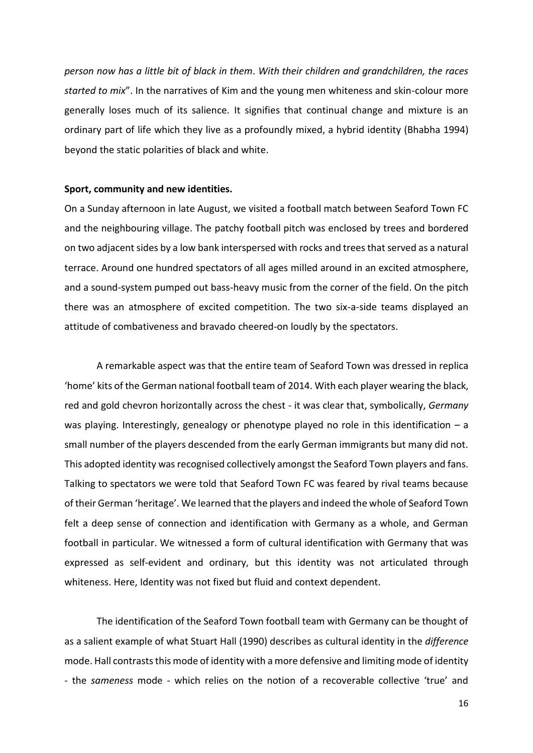*person now has a little bit of black in them*. *With their children and grandchildren, the races started to mix*". In the narratives of Kim and the young men whiteness and skin-colour more generally loses much of its salience. It signifies that continual change and mixture is an ordinary part of life which they live as a profoundly mixed, a hybrid identity (Bhabha 1994) beyond the static polarities of black and white.

**Sport, community and new identities.**

On a Sunday afternoon in late August, we visited a football match between Seaford Town FC and the neighbouring village. The patchy football pitch was enclosed by trees and bordered on two adjacent sides by a low bank interspersed with rocks and trees that served as a natural terrace. Around one hundred spectators of all ages milled around in an excited atmosphere, and a sound-system pumped out bass-heavy music from the corner of the field. On the pitch there was an atmosphere of excited competition. The two six-a-side teams displayed an attitude of combativeness and bravado cheered-on loudly by the spectators.

A remarkable aspect was that the entire team of Seaford Town was dressed in replica 'home' kits of the German national football team of 2014. With each player wearing the black, red and gold chevron horizontally across the chest - it was clear that, symbolically, *Germany* was playing. Interestingly, genealogy or phenotype played no role in this identification – a small number of the players descended from the early German immigrants but many did not. This adopted identity was recognised collectively amongst the Seaford Town players and fans. Talking to spectators we were told that Seaford Town FC was feared by rival teams because of their German 'heritage'. We learned that the players and indeed the whole of Seaford Town felt a deep sense of connection and identification with Germany as a whole, and German football in particular. We witnessed a form of cultural identification with Germany that was expressed as self-evident and ordinary, but this identity was not articulated through whiteness. Here, Identity was not fixed but fluid and context dependent.

The identification of the Seaford Town football team with Germany can be thought of as a salient example of what Stuart Hall (1990) describes as cultural identity in the *difference* mode. Hall contrasts this mode of identity with a more defensive and limiting mode of identity - the *sameness* mode - which relies on the notion of a recoverable collective 'true' and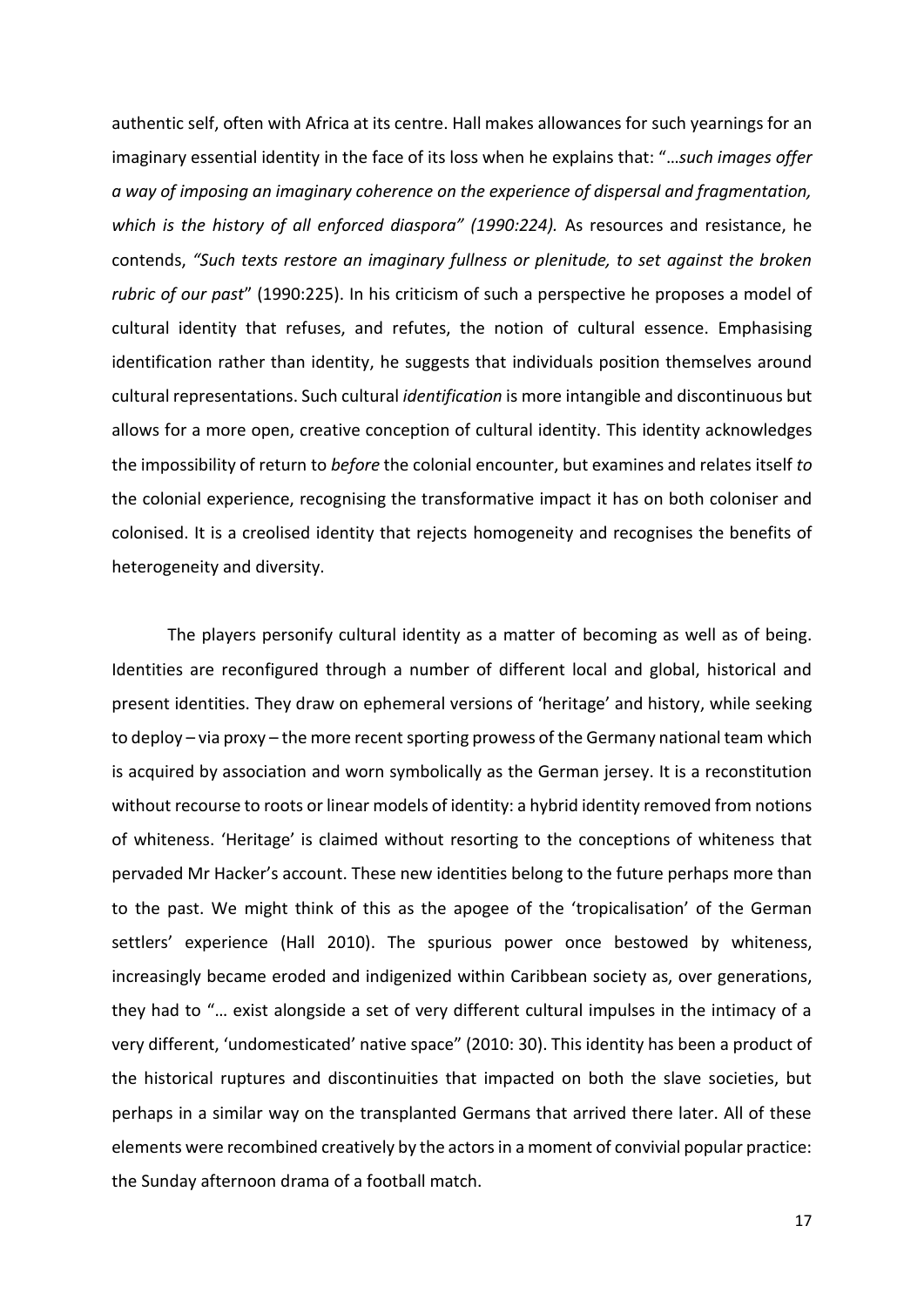authentic self, often with Africa at its centre. Hall makes allowances for such yearnings for an imaginary essential identity in the face of its loss when he explains that: "…*such images offer a way of imposing an imaginary coherence on the experience of dispersal and fragmentation, which is the history of all enforced diaspora" (1990:224).* As resources and resistance, he contends, *"Such texts restore an imaginary fullness or plenitude, to set against the broken rubric of our past*" (1990:225). In his criticism of such a perspective he proposes a model of cultural identity that refuses, and refutes, the notion of cultural essence. Emphasising identification rather than identity, he suggests that individuals position themselves around cultural representations. Such cultural *identification* is more intangible and discontinuous but allows for a more open, creative conception of cultural identity. This identity acknowledges the impossibility of return to *before* the colonial encounter, but examines and relates itself *to* the colonial experience, recognising the transformative impact it has on both coloniser and colonised. It is a creolised identity that rejects homogeneity and recognises the benefits of heterogeneity and diversity.

The players personify cultural identity as a matter of becoming as well as of being. Identities are reconfigured through a number of different local and global, historical and present identities. They draw on ephemeral versions of 'heritage' and history, while seeking to deploy – via proxy – the more recent sporting prowess of the Germany national team which is acquired by association and worn symbolically as the German jersey. It is a reconstitution without recourse to roots or linear models of identity: a hybrid identity removed from notions of whiteness. 'Heritage' is claimed without resorting to the conceptions of whiteness that pervaded Mr Hacker's account. These new identities belong to the future perhaps more than to the past. We might think of this as the apogee of the 'tropicalisation' of the German settlers' experience (Hall 2010). The spurious power once bestowed by whiteness, increasingly became eroded and indigenized within Caribbean society as, over generations, they had to "… exist alongside a set of very different cultural impulses in the intimacy of a very different, 'undomesticated' native space" (2010: 30). This identity has been a product of the historical ruptures and discontinuities that impacted on both the slave societies, but perhaps in a similar way on the transplanted Germans that arrived there later. All of these elements were recombined creatively by the actors in a moment of convivial popular practice: the Sunday afternoon drama of a football match.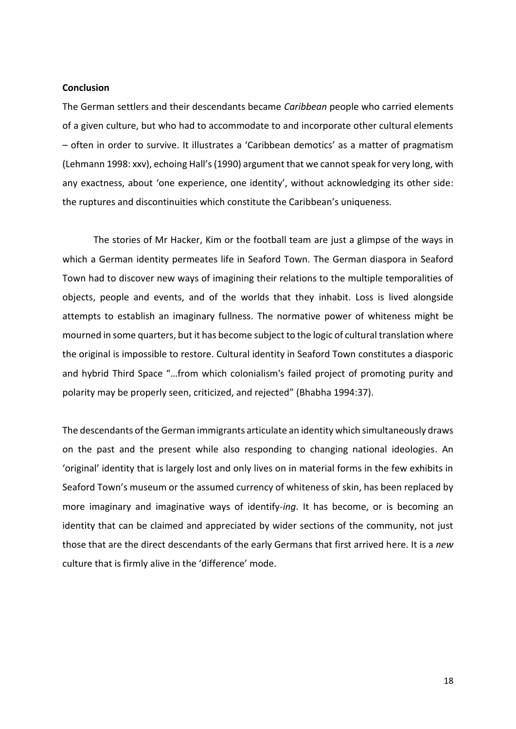**Conclusion**

The German settlers and their descendants became *Caribbean* people who carried elements of a given culture, but who had to accommodate to and incorporate other cultural elements – often in order to survive. It illustrates a 'Caribbean demotics' as a matter of pragmatism (Lehmann 1998: xxv), echoing Hall's (1990) argument that we cannot speak for very long, with any exactness, about 'one experience, one identity', without acknowledging its other side: the ruptures and discontinuities which constitute the Caribbean's uniqueness.

The stories of Mr Hacker, Kim or the football team are just a glimpse of the ways in which a German identity permeates life in Seaford Town. The German diaspora in Seaford Town had to discover new ways of imagining their relations to the multiple temporalities of objects, people and events, and of the worlds that they inhabit. Loss is lived alongside attempts to establish an imaginary fullness. The normative power of whiteness might be mourned in some quarters, but it has become subject to the logic of cultural translation where the original is impossible to restore. Cultural identity in Seaford Town constitutes a diasporic and hybrid Third Space "…from which colonialism's failed project of promoting purity and polarity may be properly seen, criticized, and rejected" (Bhabha 1994:37).

The descendants of the German immigrants articulate an identity which simultaneously draws on the past and the present while also responding to changing national ideologies. An 'original' identity that is largely lost and only lives on in material forms in the few exhibits in Seaford Town's museum or the assumed currency of whiteness of skin, has been replaced by more imaginary and imaginative ways of identify-*ing*. It has become, or is becoming an identity that can be claimed and appreciated by wider sections of the community, not just those that are the direct descendants of the early Germans that first arrived here. It is a *new* culture that is firmly alive in the 'difference' mode.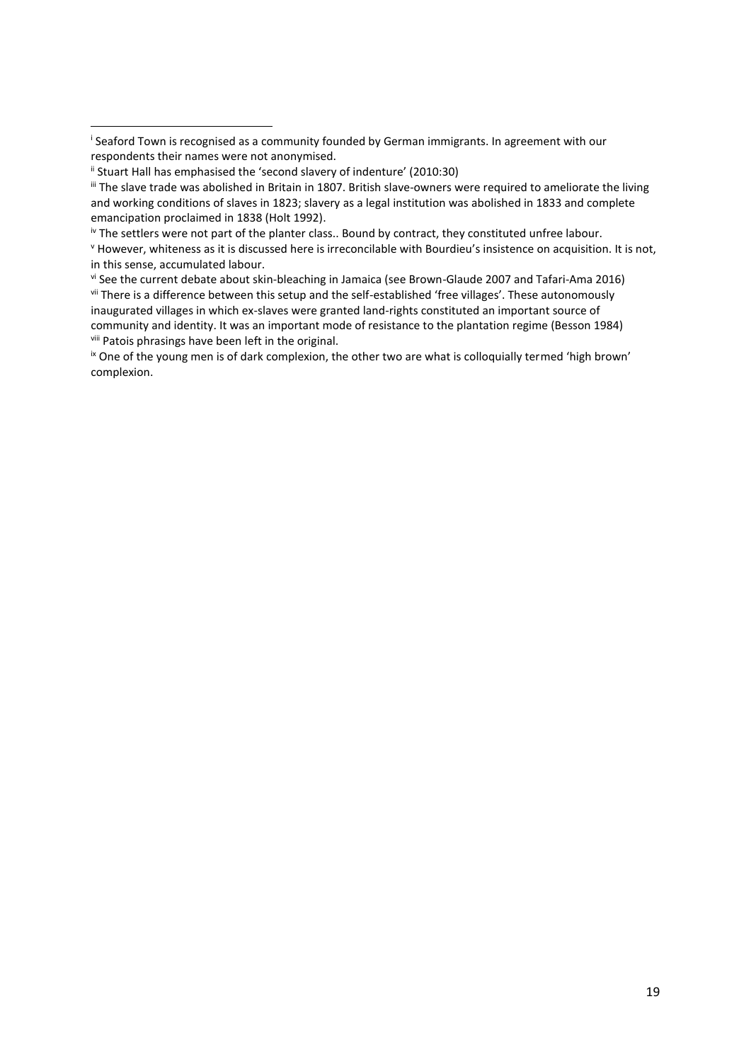[i] Seaford Town is recognised as a community founded by German immigrants. In agreement with our respondents their names were not anonymised.

[ii] Stuart Hall has emphasised the 'second slavery of indenture' (2010:30)

[iii] The slave trade was abolished in Britain in 1807. British slave-owners were required to ameliorate the living and working conditions of slaves in 1823; slavery as a legal institution was abolished in 1833 and complete emancipation proclaimed in 1838 (Holt 1992).

[iv] The settlers were not part of the planter class.. Bound by contract, they constituted unfree labour.

[v] However, whiteness as it is discussed here is irreconcilable with Bourdieu's insistence on acquisition. It is not, in this sense, accumulated labour.

[vi] See the current debate about skin-bleaching in Jamaica (see Brown-Glaude 2007 and Tafari-Ama 2016)

[vii] There is a difference between this setup and the self-established 'free villages'. These autonomously inaugurated villages in which ex-slaves were granted land-rights constituted an important source of community and identity. It was an important mode of resistance to the plantation regime (Besson 1984)

[viii] Patois phrasings have been left in the original.

[ix] One of the young men is of dark complexion, the other two are what is colloquially termed 'high brown' complexion.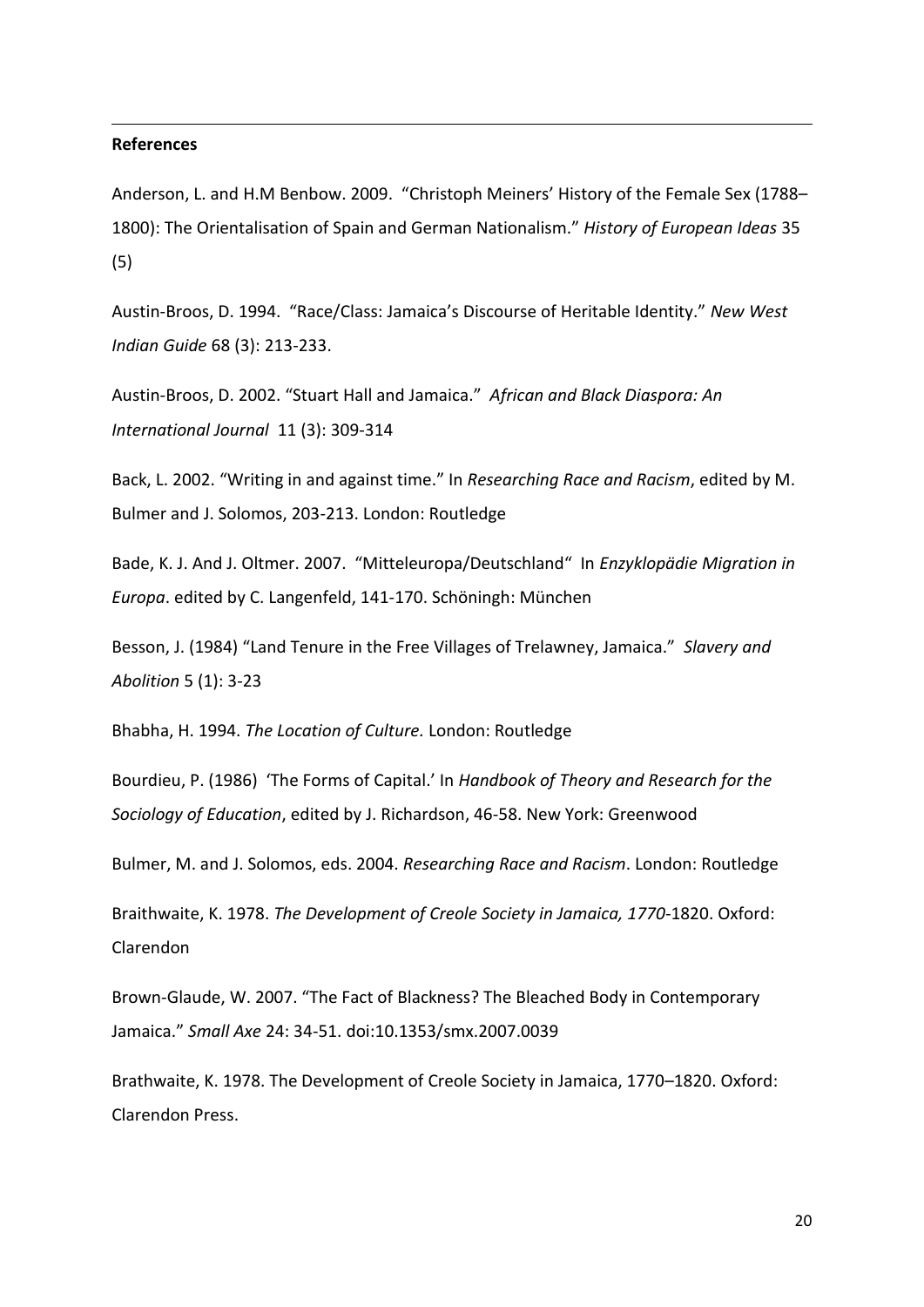**References**

Anderson, L. and H.M Benbow. 2009. "Christoph Meiners' History of the Female Sex (1788–1800): The Orientalisation of Spain and German Nationalism." *History of European Ideas* 35 (5)

Austin-Broos, D. 1994. "Race/Class: Jamaica's Discourse of Heritable Identity." *New West Indian Guide* 68 (3): 213-233.

Austin-Broos, D. 2002. "Stuart Hall and Jamaica." *African and Black Diaspora: An International Journal* 11 (3): 309-314

Back, L. 2002. "Writing in and against time." In *Researching Race and Racism*, edited by M. Bulmer and J. Solomos, 203-213. London: Routledge

Bade, K. J. And J. Oltmer. 2007. "Mitteleuropa/Deutschland" In *Enzyklopädie Migration in Europa*. edited by C. Langenfeld, 141-170. Schöningh: München

Besson, J. (1984) "Land Tenure in the Free Villages of Trelawney, Jamaica." *Slavery and Abolition* 5 (1): 3-23

Bhabha, H. 1994. *The Location of Culture.* London: Routledge

Bourdieu, P. (1986) 'The Forms of Capital.' In *Handbook of Theory and Research for the Sociology of Education*, edited by J. Richardson, 46-58. New York: Greenwood

Bulmer, M. and J. Solomos, eds. 2004. *Researching Race and Racism*. London: Routledge

Braithwaite, K. 1978. *The Development of Creole Society in Jamaica, 1770*-1820. Oxford: Clarendon

Brown-Glaude, W. 2007. "The Fact of Blackness? The Bleached Body in Contemporary Jamaica." *Small Axe* 24: 34-51. doi:10.1353/smx.2007.0039

Brathwaite, K. 1978. The Development of Creole Society in Jamaica, 1770–1820. Oxford: Clarendon Press.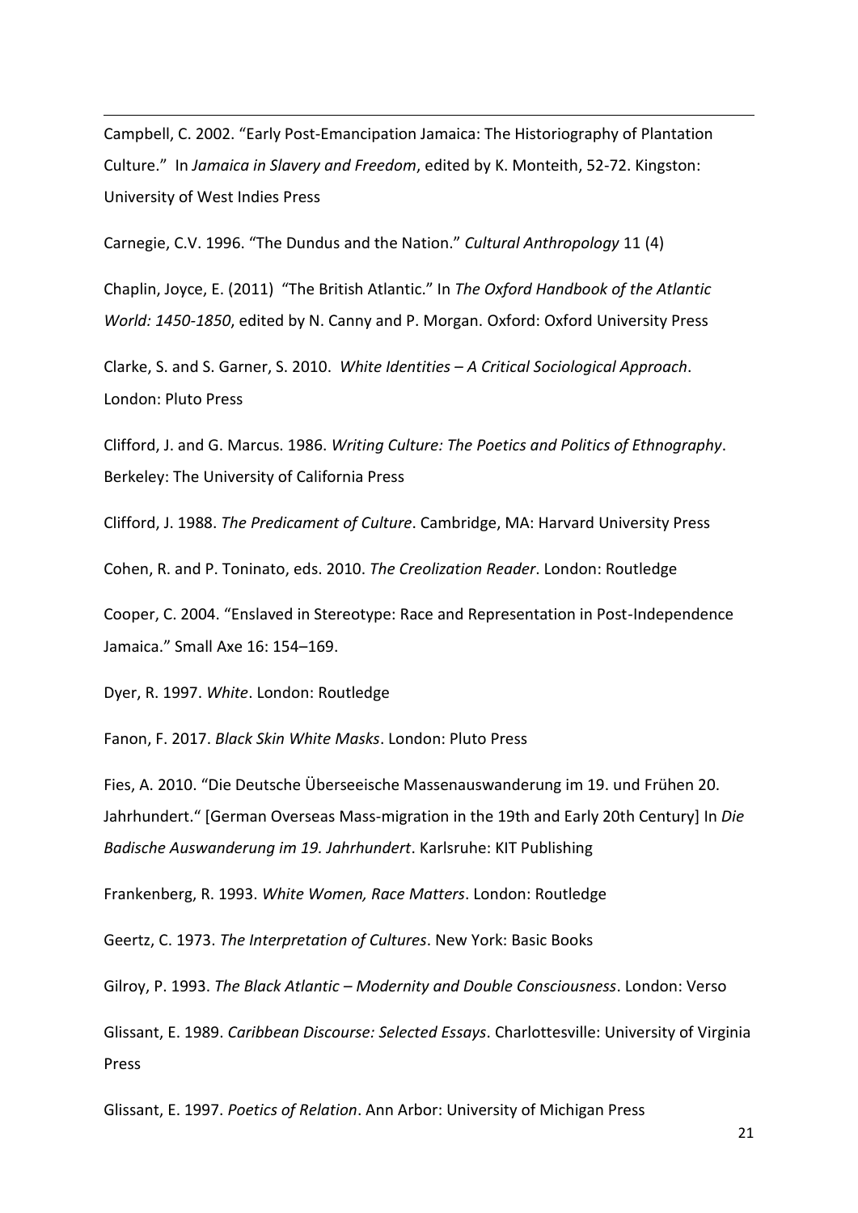Campbell, C. 2002. “Early Post-Emancipation Jamaica: The Historiography of Plantation Culture.” In *Jamaica in Slavery and Freedom*, edited by K. Monteith, 52-72. Kingston: University of West Indies Press

Carnegie, C.V. 1996. “The Dundus and the Nation.” *Cultural Anthropology* 11 (4)

Chaplin, Joyce, E. (2011) “The British Atlantic.” In *The Oxford Handbook of the Atlantic World: 1450-1850*, edited by N. Canny and P. Morgan. Oxford: Oxford University Press

Clarke, S. and S. Garner, S. 2010. *White Identities – A Critical Sociological Approach*. London: Pluto Press

Clifford, J. and G. Marcus. 1986. *Writing Culture: The Poetics and Politics of Ethnography*. Berkeley: The University of California Press

Clifford, J. 1988. *The Predicament of Culture*. Cambridge, MA: Harvard University Press

Cohen, R. and P. Toninato, eds. 2010. *The Creolization Reader*. London: Routledge

Cooper, C. 2004. “Enslaved in Stereotype: Race and Representation in Post-Independence Jamaica.” Small Axe 16: 154–169.

Dyer, R. 1997. *White*. London: Routledge

Fanon, F. 2017. *Black Skin White Masks*. London: Pluto Press

Fies, A. 2010. “Die Deutsche Überseeische Massenauswanderung im 19. und Frühen 20. Jahrhundert.“ [German Overseas Mass-migration in the 19th and Early 20th Century] In *Die Badische Auswanderung im 19. Jahrhundert*. Karlsruhe: KIT Publishing

Frankenberg, R. 1993. *White Women, Race Matters*. London: Routledge

Geertz, C. 1973. *The Interpretation of Cultures*. New York: Basic Books

Gilroy, P. 1993. *The Black Atlantic – Modernity and Double Consciousness*. London: Verso

Glissant, E. 1989. *Caribbean Discourse: Selected Essays*. Charlottesville: University of Virginia Press

Glissant, E. 1997. *Poetics of Relation*. Ann Arbor: University of Michigan Press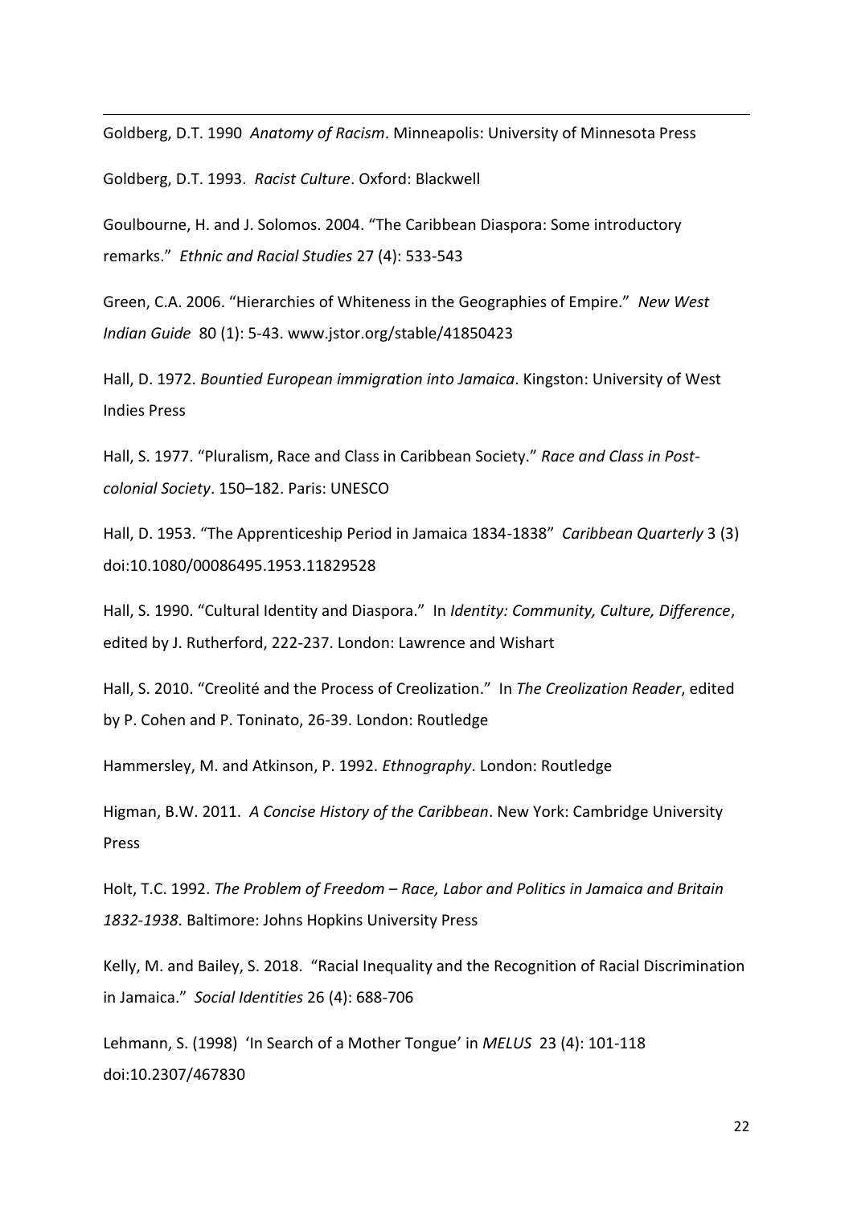Goldberg, D.T. 1990 *Anatomy of Racism*. Minneapolis: University of Minnesota Press

Goldberg, D.T. 1993. *Racist Culture*. Oxford: Blackwell

Goulbourne, H. and J. Solomos. 2004. "The Caribbean Diaspora: Some introductory remarks." *Ethnic and Racial Studies* 27 (4): 533-543

Green, C.A. 2006. "Hierarchies of Whiteness in the Geographies of Empire." *New West Indian Guide* 80 (1): 5-43. www.jstor.org/stable/41850423

Hall, D. 1972. *Bountied European immigration into Jamaica*. Kingston: University of West Indies Press

Hall, S. 1977. "Pluralism, Race and Class in Caribbean Society." *Race and Class in Post-colonial Society*. 150–182. Paris: UNESCO

Hall, D. 1953. "The Apprenticeship Period in Jamaica 1834-1838" *Caribbean Quarterly* 3 (3) doi:10.1080/00086495.1953.11829528

Hall, S. 1990. "Cultural Identity and Diaspora." In *Identity: Community, Culture, Difference*, edited by J. Rutherford, 222-237. London: Lawrence and Wishart

Hall, S. 2010. "Creolité and the Process of Creolization." In *The Creolization Reader*, edited by P. Cohen and P. Toninato, 26-39. London: Routledge

Hammersley, M. and Atkinson, P. 1992. *Ethnography*. London: Routledge

Higman, B.W. 2011. *A Concise History of the Caribbean*. New York: Cambridge University Press

Holt, T.C. 1992. *The Problem of Freedom – Race, Labor and Politics in Jamaica and Britain 1832-1938*. Baltimore: Johns Hopkins University Press

Kelly, M. and Bailey, S. 2018. "Racial Inequality and the Recognition of Racial Discrimination in Jamaica." *Social Identities* 26 (4): 688-706

Lehmann, S. (1998) 'In Search of a Mother Tongue' in *MELUS* 23 (4): 101-118 doi:10.2307/467830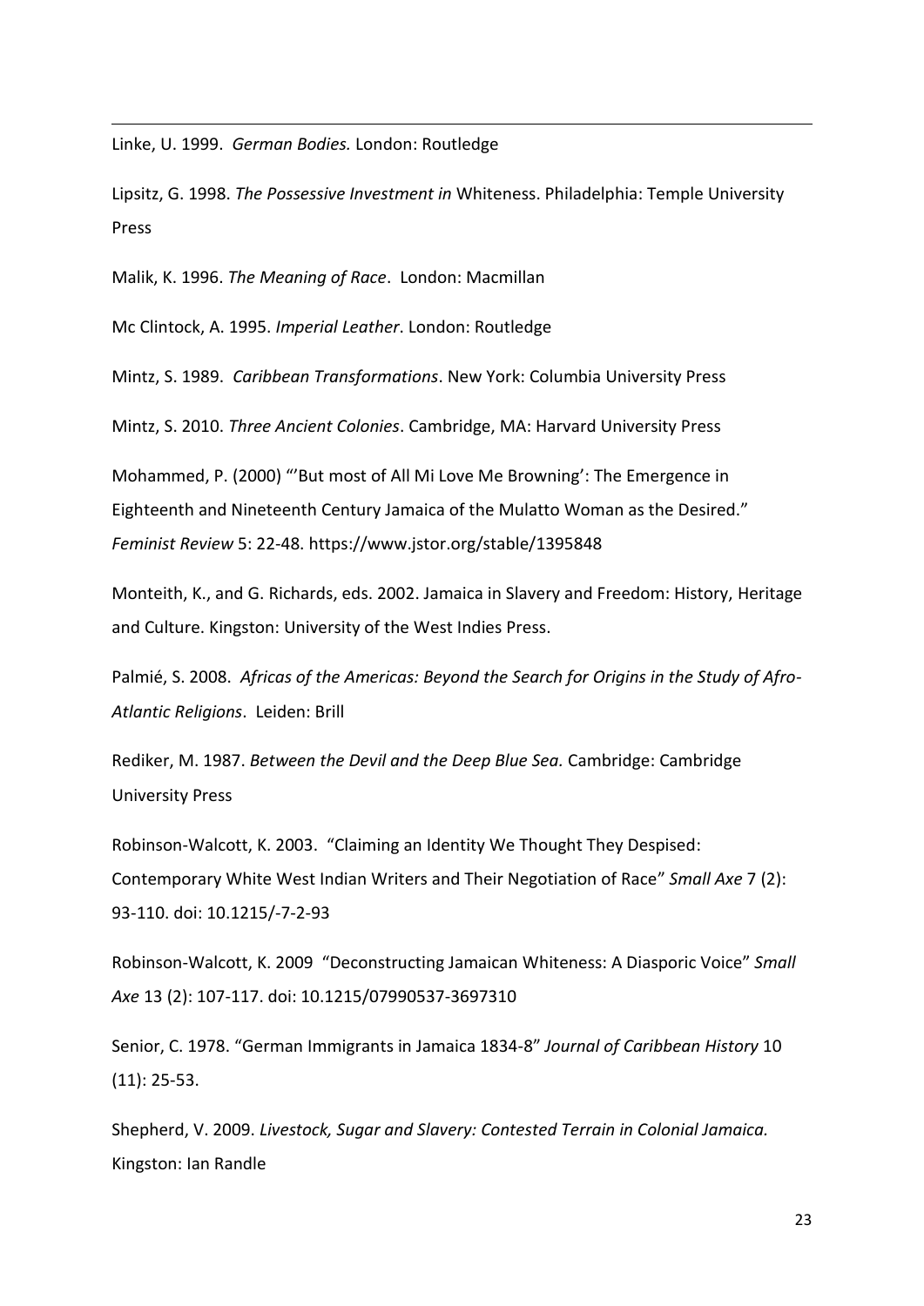Linke, U. 1999. *German Bodies.* London: Routledge

Lipsitz, G. 1998. *The Possessive Investment in* Whiteness. Philadelphia: Temple University Press

Malik, K. 1996. *The Meaning of Race*. London: Macmillan

Mc Clintock, A. 1995. *Imperial Leather*. London: Routledge

Mintz, S. 1989. *Caribbean Transformations*. New York: Columbia University Press

Mintz, S. 2010. *Three Ancient Colonies*. Cambridge, MA: Harvard University Press

Mohammed, P. (2000) "'But most of All Mi Love Me Browning': The Emergence in Eighteenth and Nineteenth Century Jamaica of the Mulatto Woman as the Desired." *Feminist Review* 5: 22-48. https://www.jstor.org/stable/1395848

Monteith, K., and G. Richards, eds. 2002. Jamaica in Slavery and Freedom: History, Heritage and Culture. Kingston: University of the West Indies Press.

Palmié, S. 2008. *Africas of the Americas: Beyond the Search for Origins in the Study of Afro-Atlantic Religions*. Leiden: Brill

Rediker, M. 1987. *Between the Devil and the Deep Blue Sea.* Cambridge: Cambridge University Press

Robinson-Walcott, K. 2003. "Claiming an Identity We Thought They Despised: Contemporary White West Indian Writers and Their Negotiation of Race" *Small Axe* 7 (2): 93-110. doi: 10.1215/-7-2-93

Robinson-Walcott, K. 2009 "Deconstructing Jamaican Whiteness: A Diasporic Voice" *Small Axe* 13 (2): 107-117. doi: 10.1215/07990537-3697310

Senior, C. 1978. "German Immigrants in Jamaica 1834-8" *Journal of Caribbean History* 10 (11): 25-53.

Shepherd, V. 2009. *Livestock, Sugar and Slavery: Contested Terrain in Colonial Jamaica.* Kingston: Ian Randle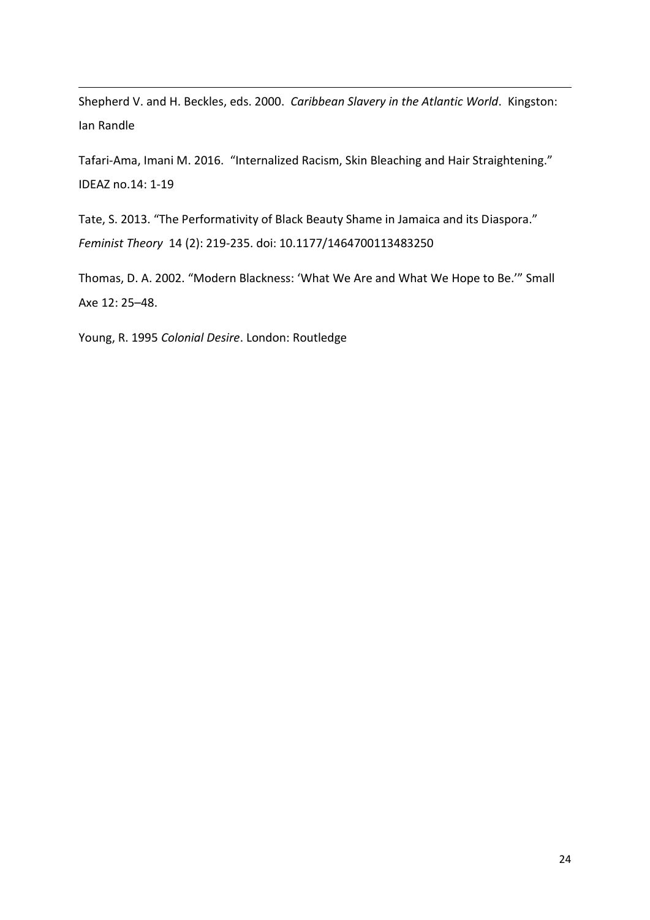Shepherd V. and H. Beckles, eds. 2000. *Caribbean Slavery in the Atlantic World*. Kingston: Ian Randle

Tafari-Ama, Imani M. 2016. "Internalized Racism, Skin Bleaching and Hair Straightening." IDEAZ no.14: 1-19

Tate, S. 2013. "The Performativity of Black Beauty Shame in Jamaica and its Diaspora." *Feminist Theory* 14 (2): 219-235. doi: 10.1177/1464700113483250

Thomas, D. A. 2002. "Modern Blackness: 'What We Are and What We Hope to Be.'" Small Axe 12: 25–48.

Young, R. 1995 *Colonial Desire*. London: Routledge